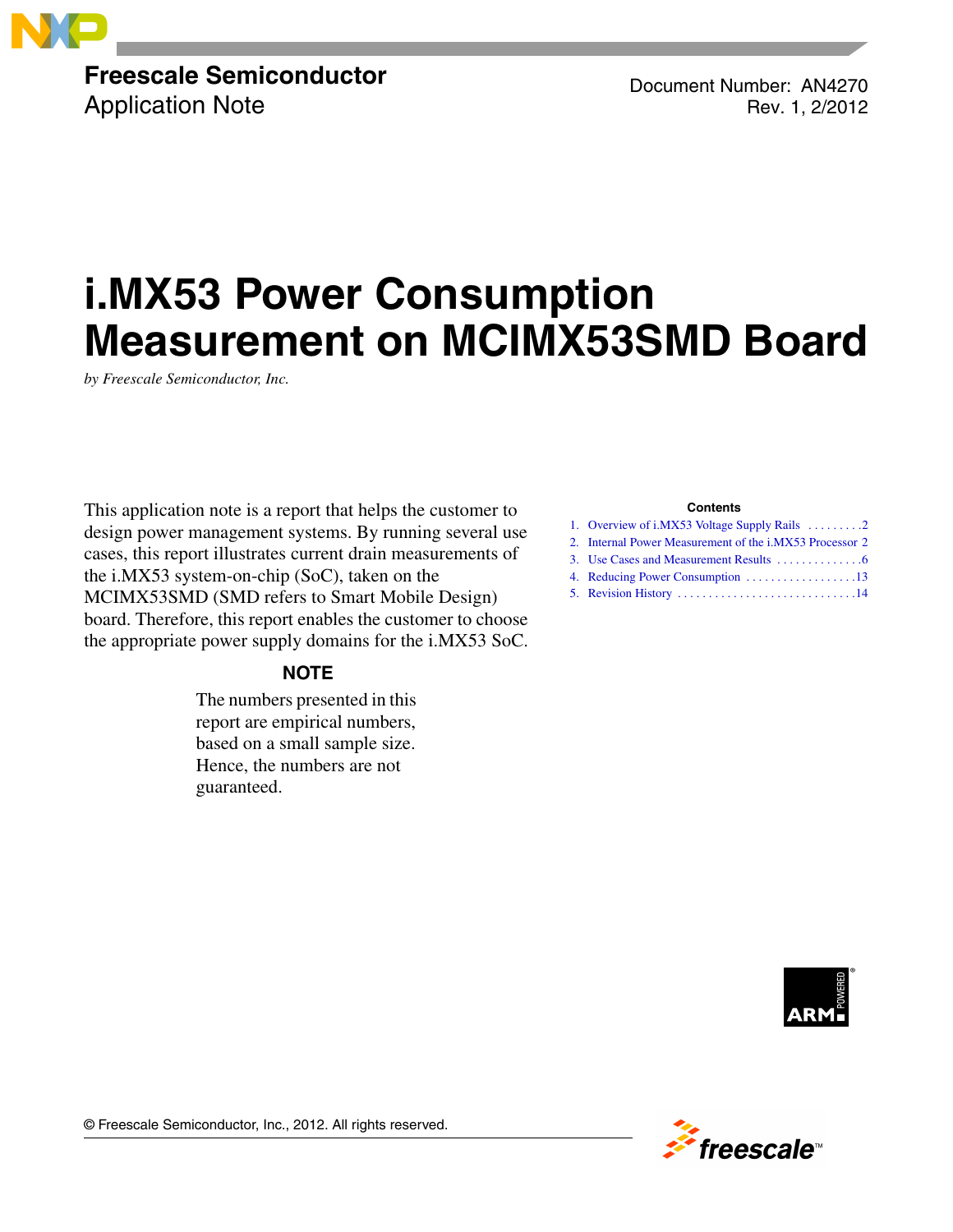**Freescale Semiconductor**
Application Note

Document Number: AN4270
Rev. 1, 2/2012

# i.MX53 Power Consumption Measurement on MCIMX53SMD Board

*by Freescale Semiconductor, Inc.*

This application note is a report that helps the customer to design power management systems. By running several use cases, this report illustrates current drain measurements of the i.MX53 system-on-chip (SoC), taken on the MCIMX53SMD (SMD refers to Smart Mobile Design) board. Therefore, this report enables the customer to choose the appropriate power supply domains for the i.MX53 SoC.

**NOTE**

The numbers presented in this report are empirical numbers, based on a small sample size. Hence, the numbers are not guaranteed.

**Contents**

1. Overview of i.MX53 Voltage Supply Rails . . . . . . . . . 2
2. Internal Power Measurement of the i.MX53 Processor 2
3. Use Cases and Measurement Results . . . . . . . . . . . . . 6
4. Reducing Power Consumption . . . . . . . . . . . . . . . . . . 13
5. Revision History . . . . . . . . . . . . . . . . . . . . . . . . . . . . 14

© Freescale Semiconductor, Inc., 2012. All rights reserved.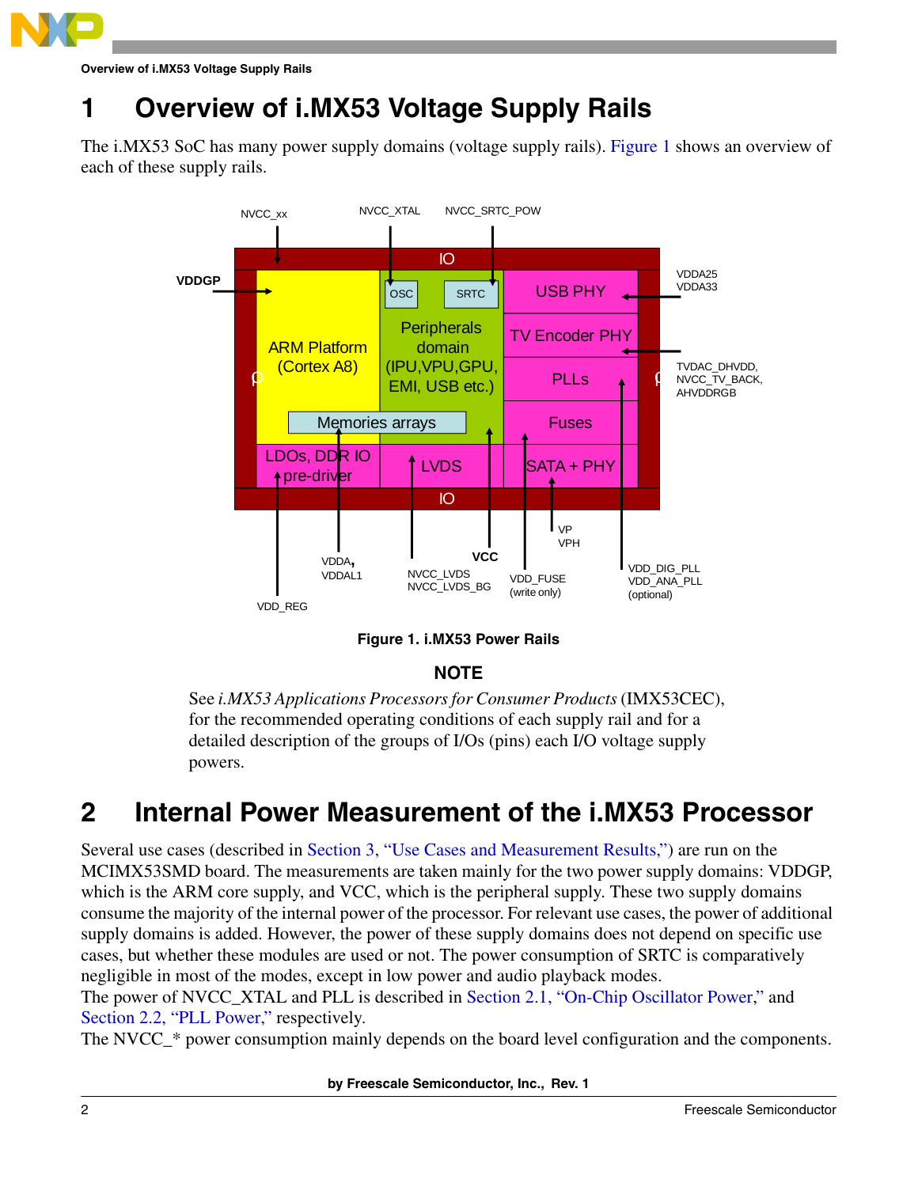# 1 Overview of i.MX53 Voltage Supply Rails

The i.MX53 SoC has many power supply domains (voltage supply rails). Figure 1 shows an overview of each of these supply rails.

**Figure 1. i.MX53 Power Rails**

## NOTE

See *i.MX53 Applications Processors for Consumer Products* (IMX53CEC), for the recommended operating conditions of each supply rail and for a detailed description of the groups of I/Os (pins) each I/O voltage supply powers.

# 2 Internal Power Measurement of the i.MX53 Processor

Several use cases (described in Section 3, "Use Cases and Measurement Results,") are run on the MCIMX53SMD board. The measurements are taken mainly for the two power supply domains: VDDGP, which is the ARM core supply, and VCC, which is the peripheral supply. These two supply domains consume the majority of the internal power of the processor. For relevant use cases, the power of additional supply domains is added. However, the power of these supply domains does not depend on specific use cases, but whether these modules are used or not. The power consumption of SRTC is comparatively negligible in most of the modes, except in low power and audio playback modes.

The power of NVCC_XTAL and PLL is described in Section 2.1, "On-Chip Oscillator Power," and Section 2.2, "PLL Power," respectively.

The NVCC_* power consumption mainly depends on the board level configuration and the components.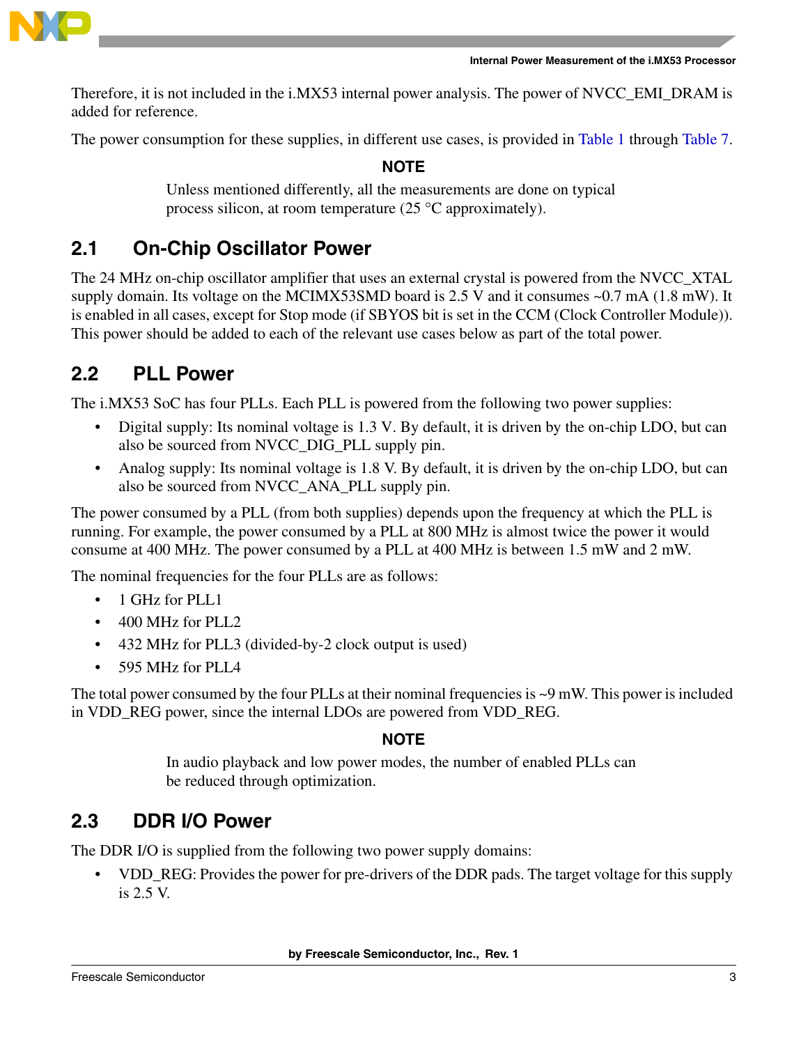Therefore, it is not included in the i.MX53 internal power analysis. The power of NVCC_EMI_DRAM is added for reference.

The power consumption for these supplies, in different use cases, is provided in Table 1 through Table 7.

**NOTE**

Unless mentioned differently, all the measurements are done on typical process silicon, at room temperature (25 °C approximately).

## 2.1 On-Chip Oscillator Power

The 24 MHz on-chip oscillator amplifier that uses an external crystal is powered from the NVCC_XTAL supply domain. Its voltage on the MCIMX53SMD board is 2.5 V and it consumes ~0.7 mA (1.8 mW). It is enabled in all cases, except for Stop mode (if SBYOS bit is set in the CCM (Clock Controller Module)). This power should be added to each of the relevant use cases below as part of the total power.

## 2.2 PLL Power

The i.MX53 SoC has four PLLs. Each PLL is powered from the following two power supplies:

- Digital supply: Its nominal voltage is 1.3 V. By default, it is driven by the on-chip LDO, but can also be sourced from NVCC_DIG_PLL supply pin.
- Analog supply: Its nominal voltage is 1.8 V. By default, it is driven by the on-chip LDO, but can also be sourced from NVCC_ANA_PLL supply pin.

The power consumed by a PLL (from both supplies) depends upon the frequency at which the PLL is running. For example, the power consumed by a PLL at 800 MHz is almost twice the power it would consume at 400 MHz. The power consumed by a PLL at 400 MHz is between 1.5 mW and 2 mW.

The nominal frequencies for the four PLLs are as follows:

- 1 GHz for PLL1
- 400 MHz for PLL2
- 432 MHz for PLL3 (divided-by-2 clock output is used)
- 595 MHz for PLL4

The total power consumed by the four PLLs at their nominal frequencies is ~9 mW. This power is included in VDD_REG power, since the internal LDOs are powered from VDD_REG.

**NOTE**

In audio playback and low power modes, the number of enabled PLLs can be reduced through optimization.

## 2.3 DDR I/O Power

The DDR I/O is supplied from the following two power supply domains:

- VDD_REG: Provides the power for pre-drivers of the DDR pads. The target voltage for this supply is 2.5 V.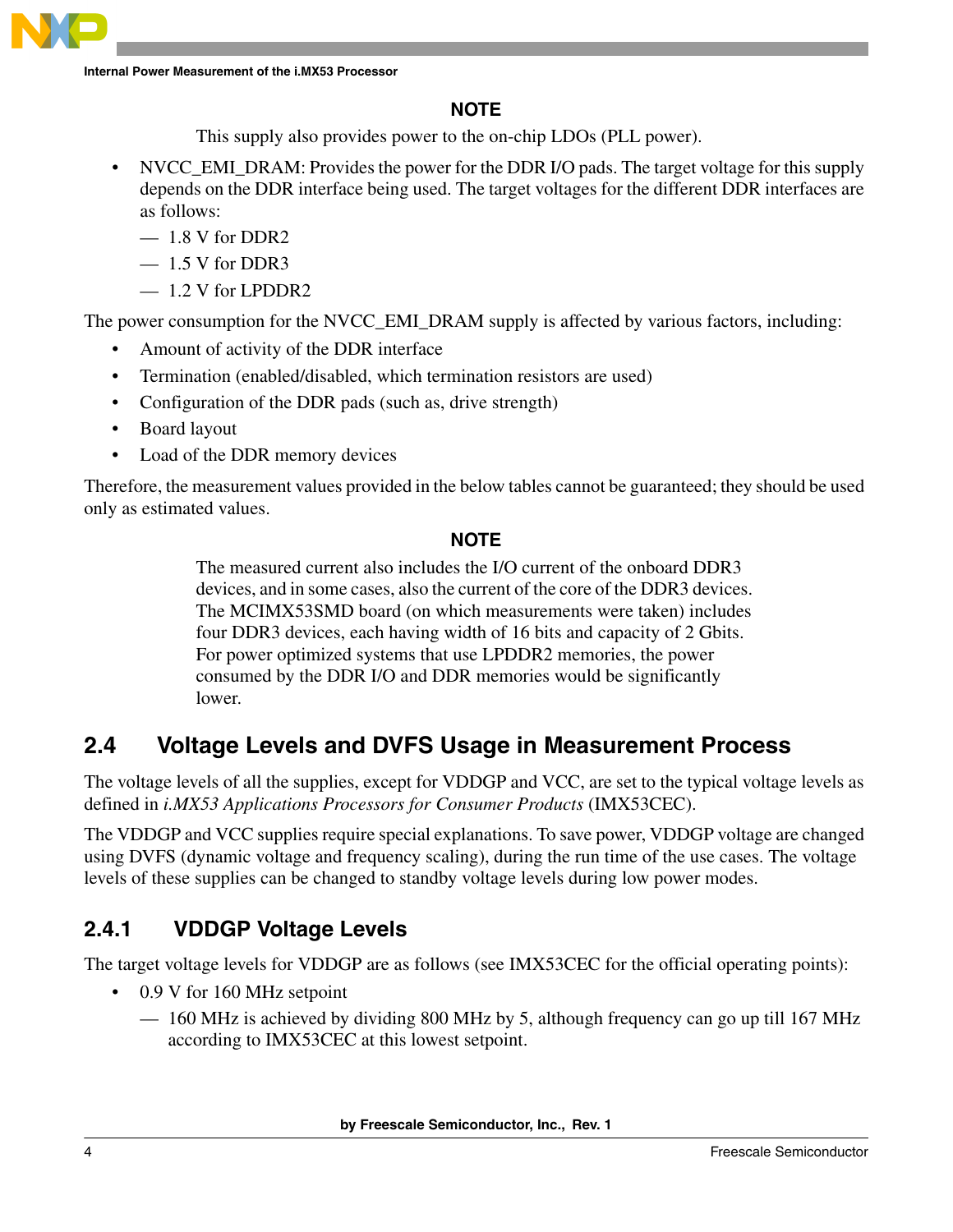**NOTE**

This supply also provides power to the on-chip LDOs (PLL power).

- NVCC_EMI_DRAM: Provides the power for the DDR I/O pads. The target voltage for this supply depends on the DDR interface being used. The target voltages for the different DDR interfaces are as follows:
  - 1.8 V for DDR2
  - 1.5 V for DDR3
  - 1.2 V for LPDDR2

The power consumption for the NVCC_EMI_DRAM supply is affected by various factors, including:

- Amount of activity of the DDR interface
- Termination (enabled/disabled, which termination resistors are used)
- Configuration of the DDR pads (such as, drive strength)
- Board layout
- Load of the DDR memory devices

Therefore, the measurement values provided in the below tables cannot be guaranteed; they should be used only as estimated values.

**NOTE**

The measured current also includes the I/O current of the onboard DDR3 devices, and in some cases, also the current of the core of the DDR3 devices. The MCIMX53SMD board (on which measurements were taken) includes four DDR3 devices, each having width of 16 bits and capacity of 2 Gbits. For power optimized systems that use LPDDR2 memories, the power consumed by the DDR I/O and DDR memories would be significantly lower.

## 2.4 Voltage Levels and DVFS Usage in Measurement Process

The voltage levels of all the supplies, except for VDDGP and VCC, are set to the typical voltage levels as defined in *i.MX53 Applications Processors for Consumer Products* (IMX53CEC).

The VDDGP and VCC supplies require special explanations. To save power, VDDGP voltage are changed using DVFS (dynamic voltage and frequency scaling), during the run time of the use cases. The voltage levels of these supplies can be changed to standby voltage levels during low power modes.

### 2.4.1 VDDGP Voltage Levels

The target voltage levels for VDDGP are as follows (see IMX53CEC for the official operating points):

- 0.9 V for 160 MHz setpoint
  - 160 MHz is achieved by dividing 800 MHz by 5, although frequency can go up till 167 MHz according to IMX53CEC at this lowest setpoint.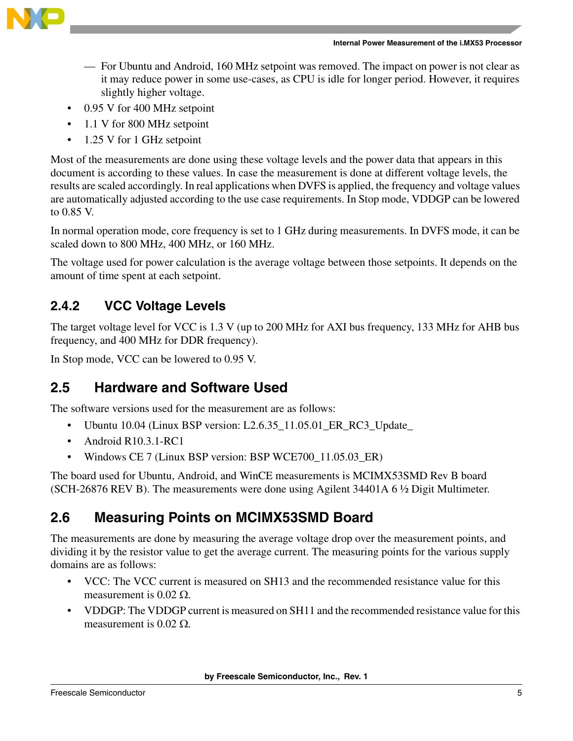— For Ubuntu and Android, 160 MHz setpoint was removed. The impact on power is not clear as it may reduce power in some use-cases, as CPU is idle for longer period. However, it requires slightly higher voltage.

- 0.95 V for 400 MHz setpoint
- 1.1 V for 800 MHz setpoint
- 1.25 V for 1 GHz setpoint

Most of the measurements are done using these voltage levels and the power data that appears in this document is according to these values. In case the measurement is done at different voltage levels, the results are scaled accordingly. In real applications when DVFS is applied, the frequency and voltage values are automatically adjusted according to the use case requirements. In Stop mode, VDDGP can be lowered to 0.85 V.

In normal operation mode, core frequency is set to 1 GHz during measurements. In DVFS mode, it can be scaled down to 800 MHz, 400 MHz, or 160 MHz.

The voltage used for power calculation is the average voltage between those setpoints. It depends on the amount of time spent at each setpoint.

### 2.4.2 VCC Voltage Levels

The target voltage level for VCC is 1.3 V (up to 200 MHz for AXI bus frequency, 133 MHz for AHB bus frequency, and 400 MHz for DDR frequency).

In Stop mode, VCC can be lowered to 0.95 V.

## 2.5 Hardware and Software Used

The software versions used for the measurement are as follows:

- Ubuntu 10.04 (Linux BSP version: L2.6.35_11.05.01_ER_RC3_Update_
- Android R10.3.1-RC1
- Windows CE 7 (Linux BSP version: BSP WCE700_11.05.03_ER)

The board used for Ubuntu, Android, and WinCE measurements is MCIMX53SMD Rev B board (SCH-26876 REV B). The measurements were done using Agilent 34401A 6 ½ Digit Multimeter.

## 2.6 Measuring Points on MCIMX53SMD Board

The measurements are done by measuring the average voltage drop over the measurement points, and dividing it by the resistor value to get the average current. The measuring points for the various supply domains are as follows:

- VCC: The VCC current is measured on SH13 and the recommended resistance value for this measurement is 0.02 Ω.
- VDDGP: The VDDGP current is measured on SH11 and the recommended resistance value for this measurement is 0.02 Ω.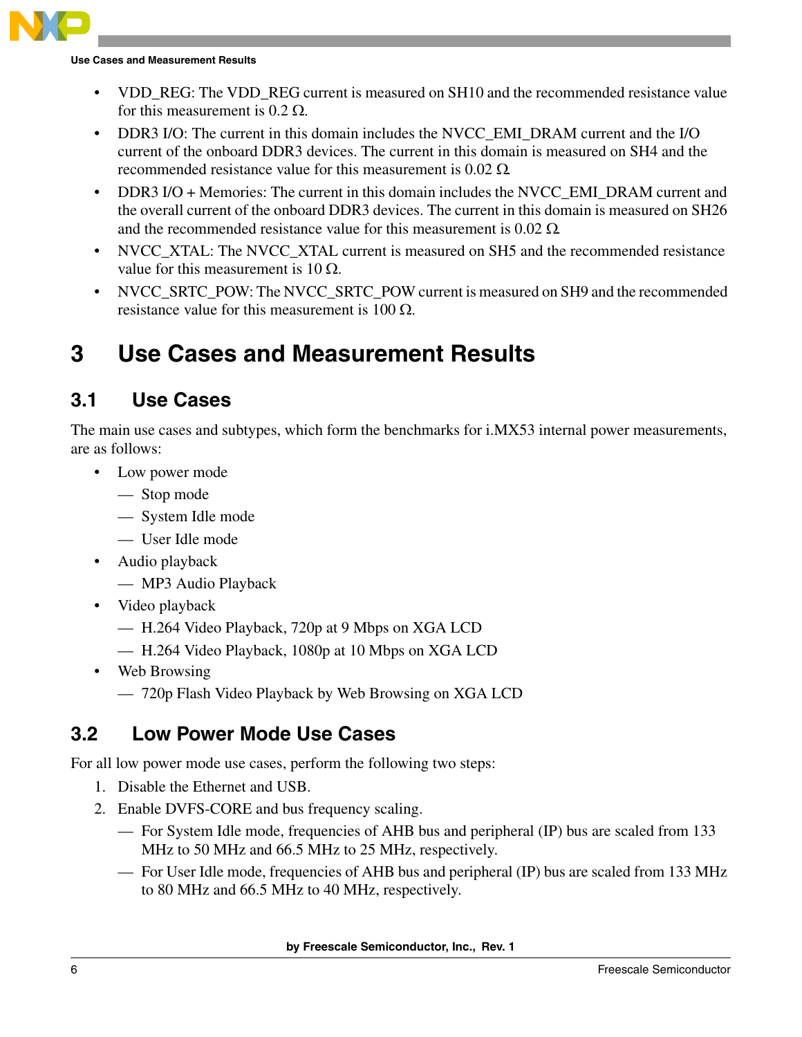- VDD_REG: The VDD_REG current is measured on SH10 and the recommended resistance value for this measurement is 0.2 Ω.
- DDR3 I/O: The current in this domain includes the NVCC_EMI_DRAM current and the I/O current of the onboard DDR3 devices. The current in this domain is measured on SH4 and the recommended resistance value for this measurement is 0.02 Ω.
- DDR3 I/O + Memories: The current in this domain includes the NVCC_EMI_DRAM current and the overall current of the onboard DDR3 devices. The current in this domain is measured on SH26 and the recommended resistance value for this measurement is 0.02 Ω.
- NVCC_XTAL: The NVCC_XTAL current is measured on SH5 and the recommended resistance value for this measurement is 10 Ω.
- NVCC_SRTC_POW: The NVCC_SRTC_POW current is measured on SH9 and the recommended resistance value for this measurement is 100 Ω.

# 3 Use Cases and Measurement Results

## 3.1 Use Cases

The main use cases and subtypes, which form the benchmarks for i.MX53 internal power measurements, are as follows:

- Low power mode
  - Stop mode
  - System Idle mode
  - User Idle mode
- Audio playback
  - MP3 Audio Playback
- Video playback
  - H.264 Video Playback, 720p at 9 Mbps on XGA LCD
  - H.264 Video Playback, 1080p at 10 Mbps on XGA LCD
- Web Browsing
  - 720p Flash Video Playback by Web Browsing on XGA LCD

## 3.2 Low Power Mode Use Cases

For all low power mode use cases, perform the following two steps:

1. Disable the Ethernet and USB.
2. Enable DVFS-CORE and bus frequency scaling.
   - For System Idle mode, frequencies of AHB bus and peripheral (IP) bus are scaled from 133 MHz to 50 MHz and 66.5 MHz to 25 MHz, respectively.
   - For User Idle mode, frequencies of AHB bus and peripheral (IP) bus are scaled from 133 MHz to 80 MHz and 66.5 MHz to 40 MHz, respectively.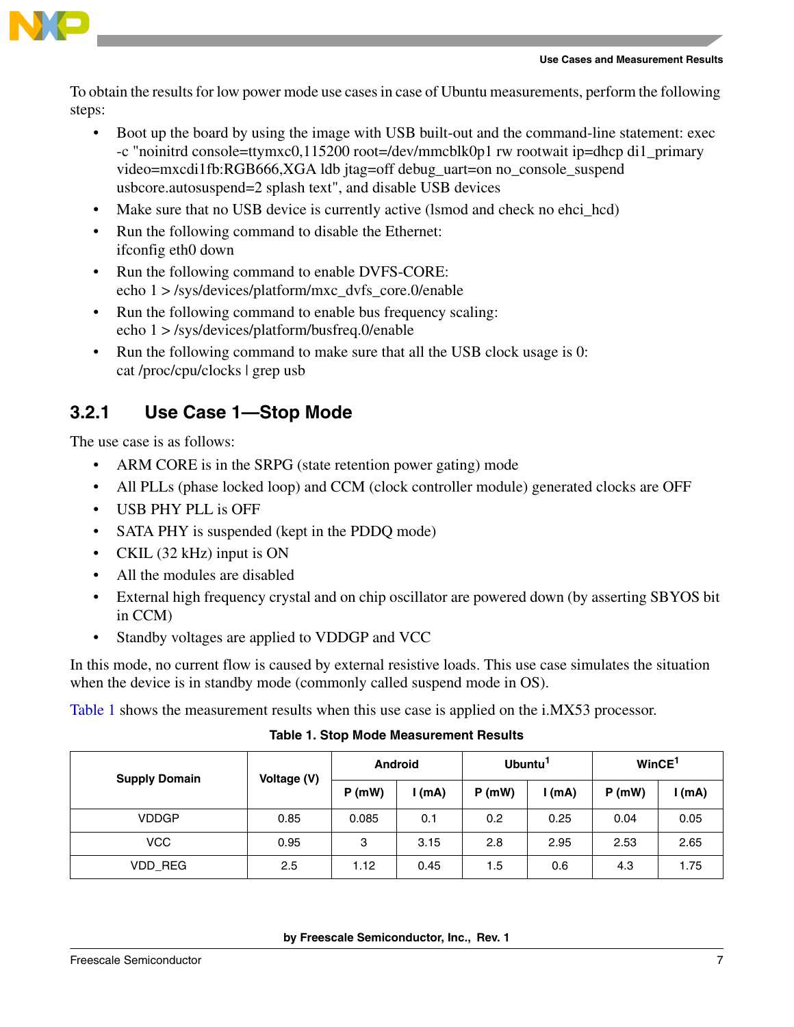To obtain the results for low power mode use cases in case of Ubuntu measurements, perform the following steps:

- Boot up the board by using the image with USB built-out and the command-line statement: exec -c "noinitrd console=ttymxc0,115200 root=/dev/mmcblk0p1 rw rootwait ip=dhcp di1_primary video=mxcdi1fb:RGB666,XGA ldb jtag=off debug_uart=on no_console_suspend usbcore.autosuspend=2 splash text", and disable USB devices
- Make sure that no USB device is currently active (lsmod and check no ehci_hcd)
- Run the following command to disable the Ethernet:
  ifconfig eth0 down
- Run the following command to enable DVFS-CORE:
  echo 1 > /sys/devices/platform/mxc_dvfs_core.0/enable
- Run the following command to enable bus frequency scaling:
  echo 1 > /sys/devices/platform/busfreq.0/enable
- Run the following command to make sure that all the USB clock usage is 0:
  cat /proc/cpu/clocks | grep usb

### 3.2.1 Use Case 1—Stop Mode

The use case is as follows:

- ARM CORE is in the SRPG (state retention power gating) mode
- All PLLs (phase locked loop) and CCM (clock controller module) generated clocks are OFF
- USB PHY PLL is OFF
- SATA PHY is suspended (kept in the PDDQ mode)
- CKIL (32 kHz) input is ON
- All the modules are disabled
- External high frequency crystal and on chip oscillator are powered down (by asserting SBYOS bit in CCM)
- Standby voltages are applied to VDDGP and VCC

In this mode, no current flow is caused by external resistive loads. This use case simulates the situation when the device is in standby mode (commonly called suspend mode in OS).

Table 1 shows the measurement results when this use case is applied on the i.MX53 processor.

**Table 1. Stop Mode Measurement Results**

| Supply Domain | Voltage (V) | Android | | Ubuntu[1] | | WinCE[1] | |
|---|---|---|---|---|---|---|---|
| | | P (mW) | I (mA) | P (mW) | I (mA) | P (mW) | I (mA) |
| VDDGP | 0.85 | 0.085 | 0.1 | 0.2 | 0.25 | 0.04 | 0.05 |
| VCC | 0.95 | 3 | 3.15 | 2.8 | 2.95 | 2.53 | 2.65 |
| VDD_REG | 2.5 | 1.12 | 0.45 | 1.5 | 0.6 | 4.3 | 1.75 |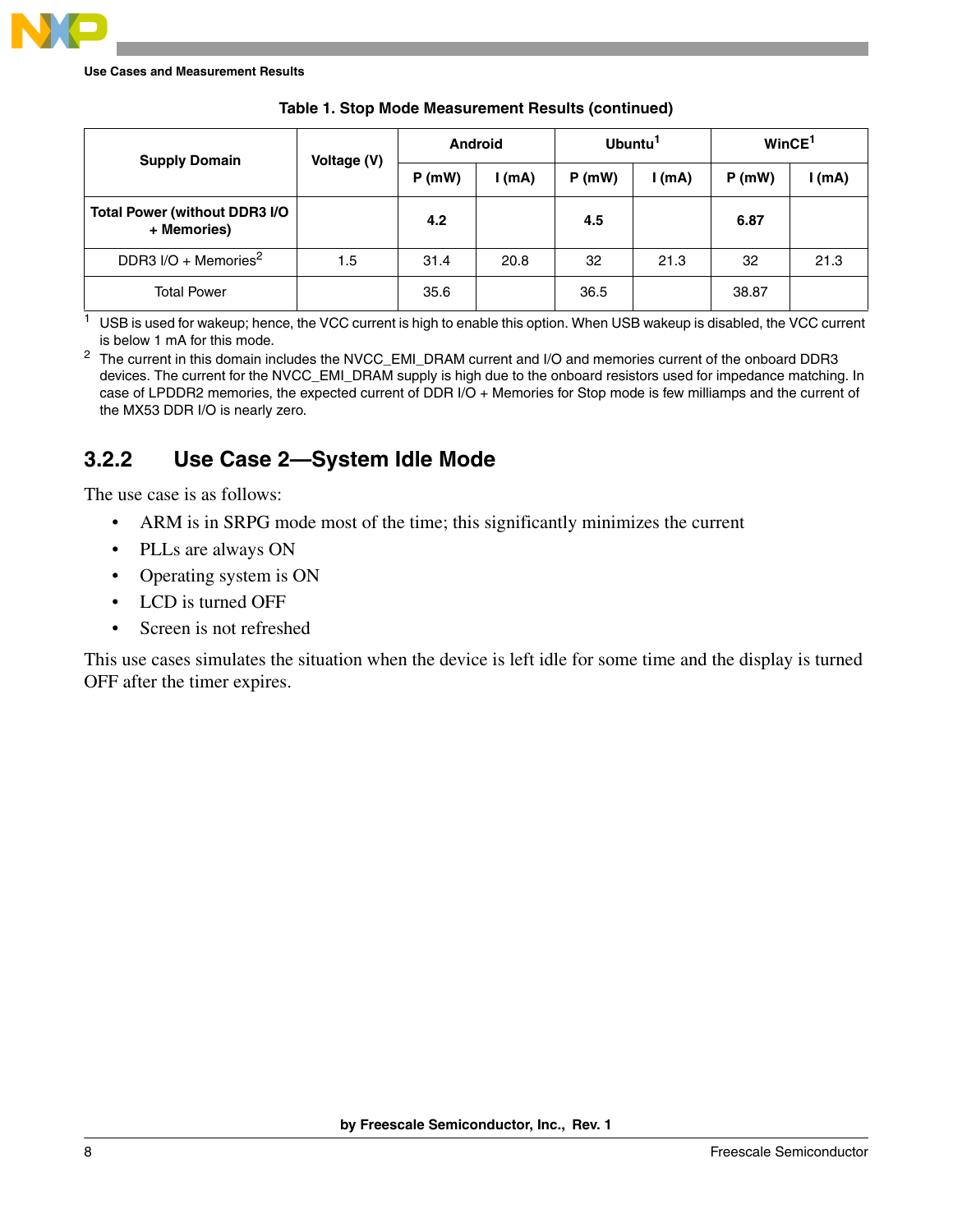**Table 1. Stop Mode Measurement Results (continued)**

| Supply Domain | Voltage (V) | Android | | Ubuntu[1] | | WinCE[1] | |
|---|---|---|---|---|---|---|---|
| | | P (mW) | I (mA) | P (mW) | I (mA) | P (mW) | I (mA) |
| **Total Power (without DDR3 I/O + Memories)** | | **4.2** | | **4.5** | | **6.87** | |
| DDR3 I/O + Memories[2] | 1.5 | 31.4 | 20.8 | 32 | 21.3 | 32 | 21.3 |
| Total Power | | 35.6 | | 36.5 | | 38.87 | |

[1] USB is used for wakeup; hence, the VCC current is high to enable this option. When USB wakeup is disabled, the VCC current is below 1 mA for this mode.

[2] The current in this domain includes the NVCC_EMI_DRAM current and I/O and memories current of the onboard DDR3 devices. The current for the NVCC_EMI_DRAM supply is high due to the onboard resistors used for impedance matching. In case of LPDDR2 memories, the expected current of DDR I/O + Memories for Stop mode is few milliamps and the current of the MX53 DDR I/O is nearly zero.

### 3.2.2 Use Case 2—System Idle Mode

The use case is as follows:

- ARM is in SRPG mode most of the time; this significantly minimizes the current
- PLLs are always ON
- Operating system is ON
- LCD is turned OFF
- Screen is not refreshed

This use cases simulates the situation when the device is left idle for some time and the display is turned OFF after the timer expires.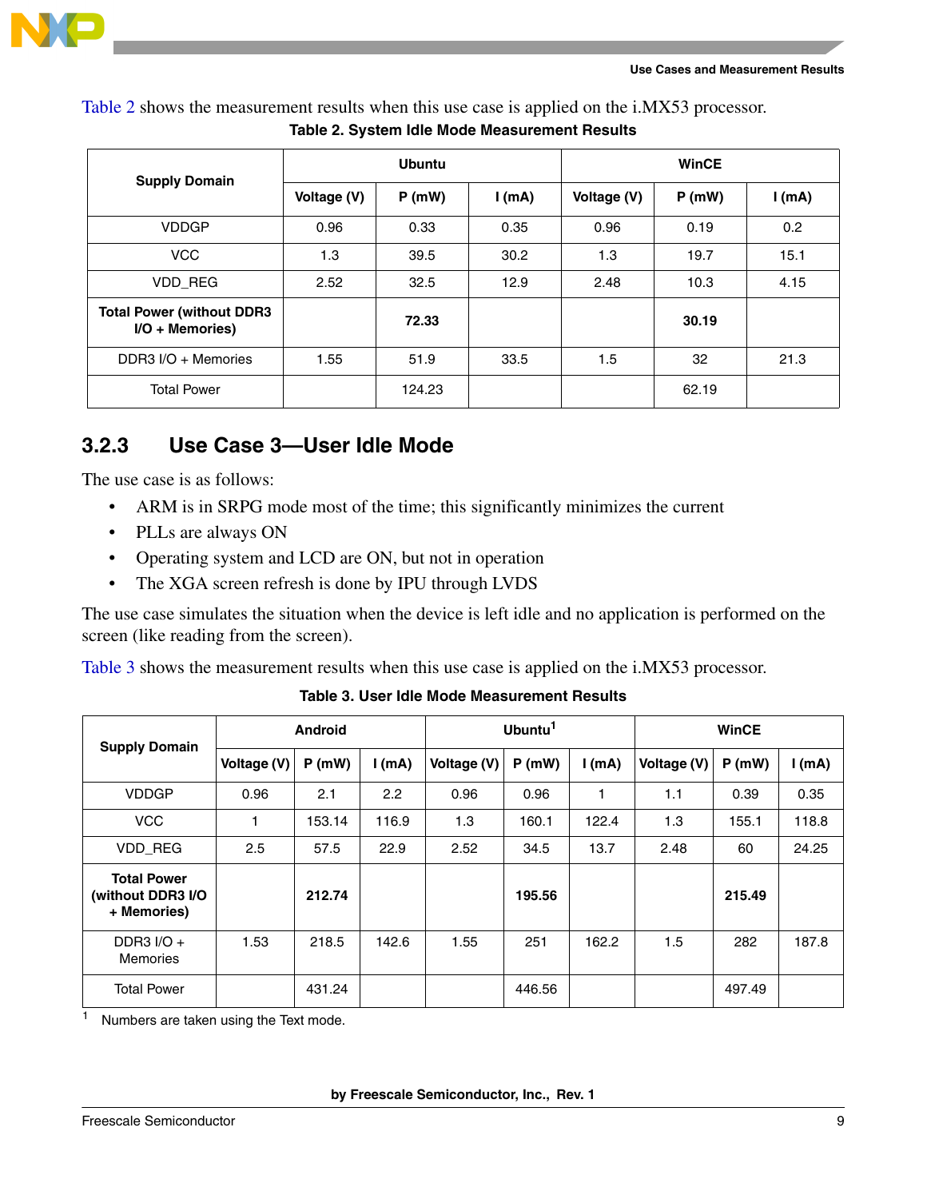Table 2 shows the measurement results when this use case is applied on the i.MX53 processor.

**Table 2. System Idle Mode Measurement Results**

| Supply Domain | Ubuntu | | | WinCE | | |
|---|---|---|---|---|---|---|
| | Voltage (V) | P (mW) | I (mA) | Voltage (V) | P (mW) | I (mA) |
| VDDGP | 0.96 | 0.33 | 0.35 | 0.96 | 0.19 | 0.2 |
| VCC | 1.3 | 39.5 | 30.2 | 1.3 | 19.7 | 15.1 |
| VDD_REG | 2.52 | 32.5 | 12.9 | 2.48 | 10.3 | 4.15 |
| **Total Power (without DDR3 I/O + Memories)** | | **72.33** | | | **30.19** | |
| DDR3 I/O + Memories | 1.55 | 51.9 | 33.5 | 1.5 | 32 | 21.3 |
| Total Power | | 124.23 | | | 62.19 | |

### 3.2.3 Use Case 3—User Idle Mode

The use case is as follows:

- ARM is in SRPG mode most of the time; this significantly minimizes the current
- PLLs are always ON
- Operating system and LCD are ON, but not in operation
- The XGA screen refresh is done by IPU through LVDS

The use case simulates the situation when the device is left idle and no application is performed on the screen (like reading from the screen).

Table 3 shows the measurement results when this use case is applied on the i.MX53 processor.

**Table 3. User Idle Mode Measurement Results**

| Supply Domain | Android | | | Ubuntu[1] | | | WinCE | | |
|---|---|---|---|---|---|---|---|---|---|
| | Voltage (V) | P (mW) | I (mA) | Voltage (V) | P (mW) | I (mA) | Voltage (V) | P (mW) | I (mA) |
| VDDGP | 0.96 | 2.1 | 2.2 | 0.96 | 0.96 | 1 | 1.1 | 0.39 | 0.35 |
| VCC | 1 | 153.14 | 116.9 | 1.3 | 160.1 | 122.4 | 1.3 | 155.1 | 118.8 |
| VDD_REG | 2.5 | 57.5 | 22.9 | 2.52 | 34.5 | 13.7 | 2.48 | 60 | 24.25 |
| **Total Power (without DDR3 I/O + Memories)** | | **212.74** | | | **195.56** | | | **215.49** | |
| DDR3 I/O + Memories | 1.53 | 218.5 | 142.6 | 1.55 | 251 | 162.2 | 1.5 | 282 | 187.8 |
| Total Power | | 431.24 | | | 446.56 | | | 497.49 | |

[1] Numbers are taken using the Text mode.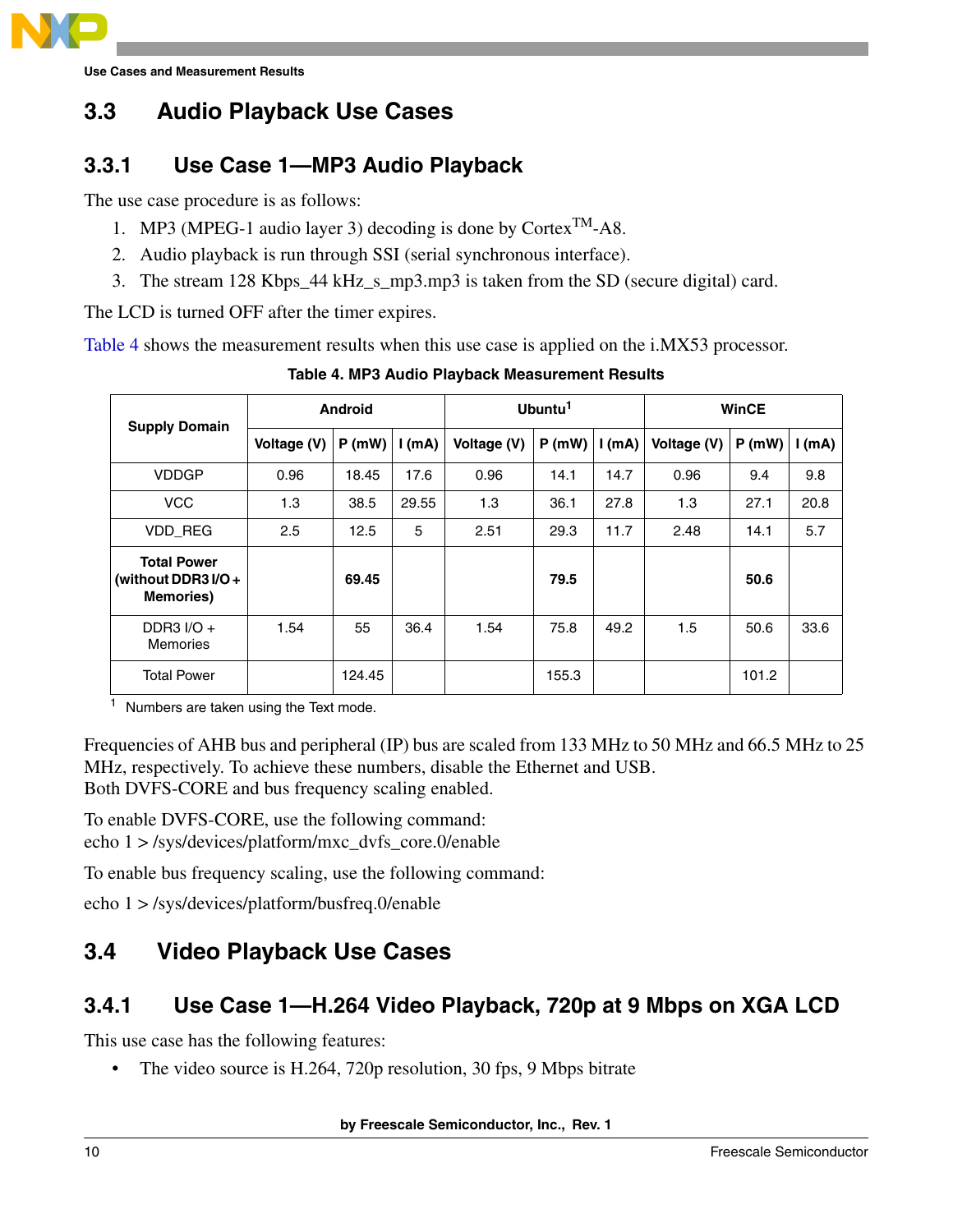## 3.3 Audio Playback Use Cases

### 3.3.1 Use Case 1—MP3 Audio Playback

The use case procedure is as follows:

1. MP3 (MPEG-1 audio layer 3) decoding is done by Cortex™-A8.
2. Audio playback is run through SSI (serial synchronous interface).
3. The stream 128 Kbps_44 kHz_s_mp3.mp3 is taken from the SD (secure digital) card.

The LCD is turned OFF after the timer expires.

Table 4 shows the measurement results when this use case is applied on the i.MX53 processor.

**Table 4. MP3 Audio Playback Measurement Results**

| Supply Domain | Android | | | Ubuntu[1] | | | WinCE | | |
|---|---|---|---|---|---|---|---|---|---|
| | Voltage (V) | P (mW) | I (mA) | Voltage (V) | P (mW) | I (mA) | Voltage (V) | P (mW) | I (mA) |
| VDDGP | 0.96 | 18.45 | 17.6 | 0.96 | 14.1 | 14.7 | 0.96 | 9.4 | 9.8 |
| VCC | 1.3 | 38.5 | 29.55 | 1.3 | 36.1 | 27.8 | 1.3 | 27.1 | 20.8 |
| VDD_REG | 2.5 | 12.5 | 5 | 2.51 | 29.3 | 11.7 | 2.48 | 14.1 | 5.7 |
| **Total Power (without DDR3 I/O + Memories)** | | **69.45** | | | **79.5** | | | **50.6** | |
| DDR3 I/O + Memories | 1.54 | 55 | 36.4 | 1.54 | 75.8 | 49.2 | 1.5 | 50.6 | 33.6 |
| Total Power | | 124.45 | | | 155.3 | | | 101.2 | |

[1] Numbers are taken using the Text mode.

Frequencies of AHB bus and peripheral (IP) bus are scaled from 133 MHz to 50 MHz and 66.5 MHz to 25 MHz, respectively. To achieve these numbers, disable the Ethernet and USB.
Both DVFS-CORE and bus frequency scaling enabled.

To enable DVFS-CORE, use the following command:
echo 1 > /sys/devices/platform/mxc_dvfs_core.0/enable

To enable bus frequency scaling, use the following command:

echo 1 > /sys/devices/platform/busfreq.0/enable

## 3.4 Video Playback Use Cases

### 3.4.1 Use Case 1—H.264 Video Playback, 720p at 9 Mbps on XGA LCD

This use case has the following features:

- The video source is H.264, 720p resolution, 30 fps, 9 Mbps bitrate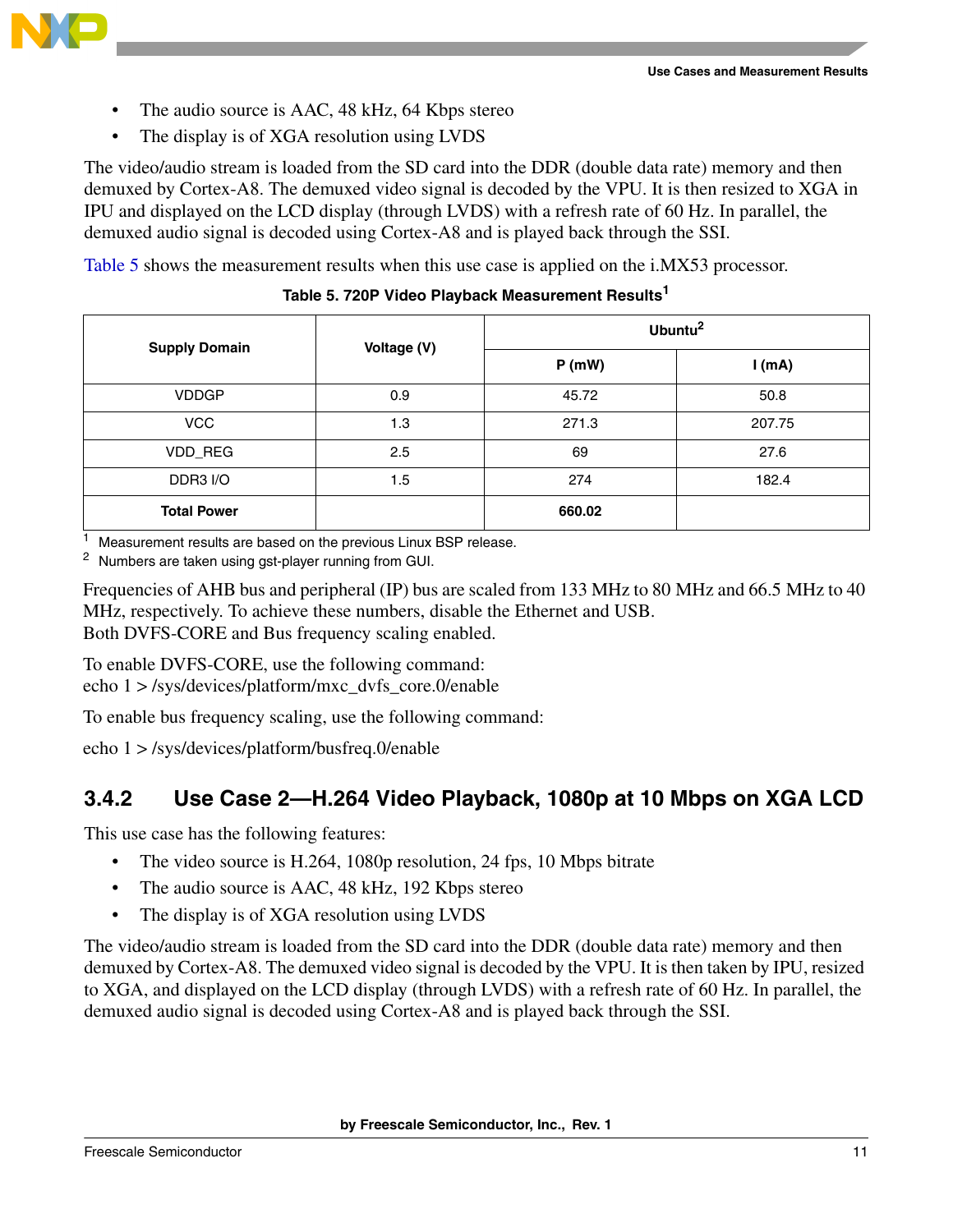- The audio source is AAC, 48 kHz, 64 Kbps stereo
- The display is of XGA resolution using LVDS

The video/audio stream is loaded from the SD card into the DDR (double data rate) memory and then demuxed by Cortex-A8. The demuxed video signal is decoded by the VPU. It is then resized to XGA in IPU and displayed on the LCD display (through LVDS) with a refresh rate of 60 Hz. In parallel, the demuxed audio signal is decoded using Cortex-A8 and is played back through the SSI.

Table 5 shows the measurement results when this use case is applied on the i.MX53 processor.

**Table 5. 720P Video Playback Measurement Results[1]**

| Supply Domain | Voltage (V) | Ubuntu[2] | |
|---|---|---|---|
| | | P (mW) | I (mA) |
| VDDGP | 0.9 | 45.72 | 50.8 |
| VCC | 1.3 | 271.3 | 207.75 |
| VDD_REG | 2.5 | 69 | 27.6 |
| DDR3 I/O | 1.5 | 274 | 182.4 |
| **Total Power** | | **660.02** | |

[1] Measurement results are based on the previous Linux BSP release.
[2] Numbers are taken using gst-player running from GUI.

Frequencies of AHB bus and peripheral (IP) bus are scaled from 133 MHz to 80 MHz and 66.5 MHz to 40 MHz, respectively. To achieve these numbers, disable the Ethernet and USB.
Both DVFS-CORE and Bus frequency scaling enabled.

To enable DVFS-CORE, use the following command:
echo 1 > /sys/devices/platform/mxc_dvfs_core.0/enable

To enable bus frequency scaling, use the following command:

echo 1 > /sys/devices/platform/busfreq.0/enable

### 3.4.2 Use Case 2—H.264 Video Playback, 1080p at 10 Mbps on XGA LCD

This use case has the following features:

- The video source is H.264, 1080p resolution, 24 fps, 10 Mbps bitrate
- The audio source is AAC, 48 kHz, 192 Kbps stereo
- The display is of XGA resolution using LVDS

The video/audio stream is loaded from the SD card into the DDR (double data rate) memory and then demuxed by Cortex-A8. The demuxed video signal is decoded by the VPU. It is then taken by IPU, resized to XGA, and displayed on the LCD display (through LVDS) with a refresh rate of 60 Hz. In parallel, the demuxed audio signal is decoded using Cortex-A8 and is played back through the SSI.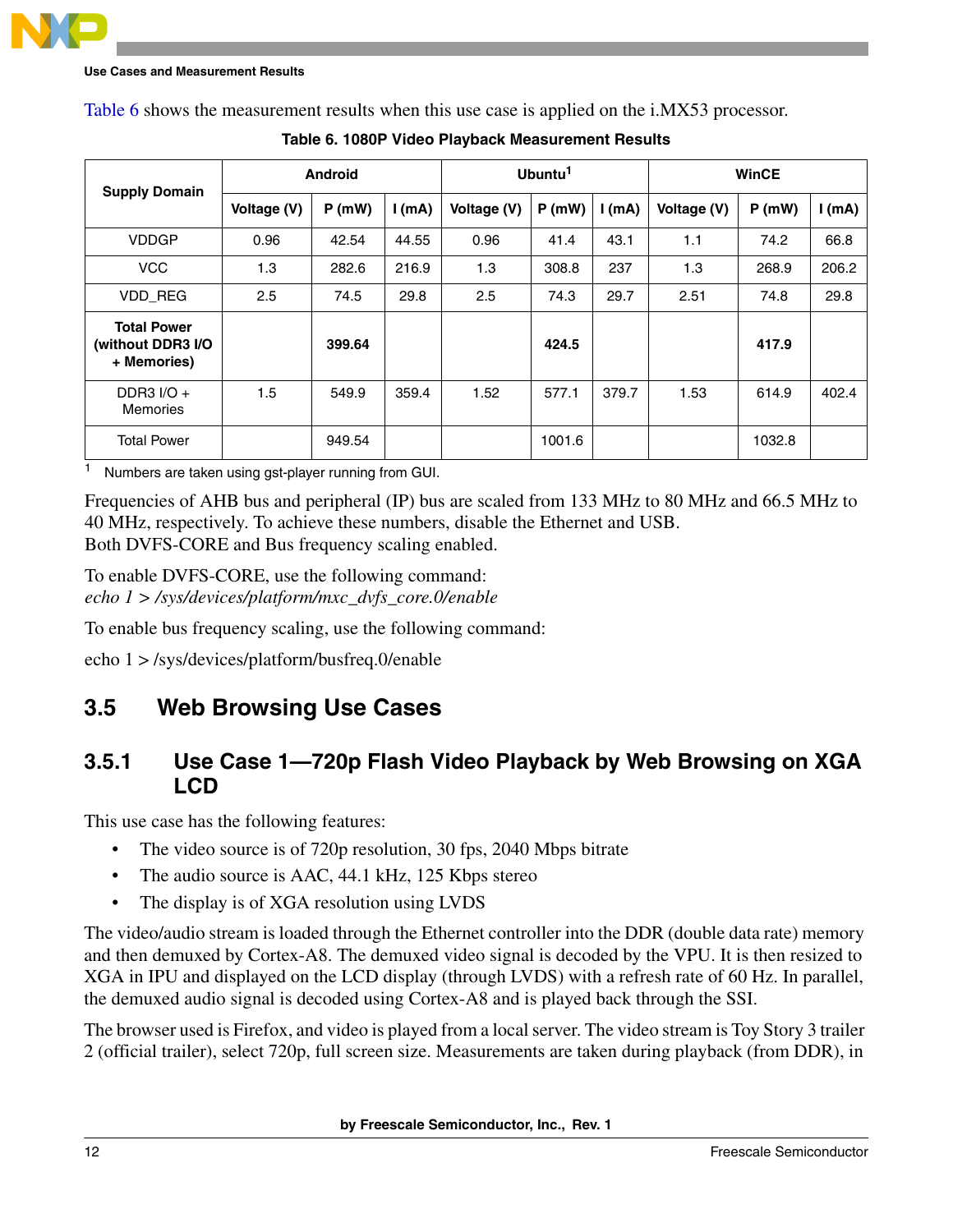Table 6 shows the measurement results when this use case is applied on the i.MX53 processor.

**Table 6. 1080P Video Playback Measurement Results**

| Supply Domain | Android | | | Ubuntu[1] | | | WinCE | | |
|---|---|---|---|---|---|---|---|---|---|
| | Voltage (V) | P (mW) | I (mA) | Voltage (V) | P (mW) | I (mA) | Voltage (V) | P (mW) | I (mA) |
| VDDGP | 0.96 | 42.54 | 44.55 | 0.96 | 41.4 | 43.1 | 1.1 | 74.2 | 66.8 |
| VCC | 1.3 | 282.6 | 216.9 | 1.3 | 308.8 | 237 | 1.3 | 268.9 | 206.2 |
| VDD_REG | 2.5 | 74.5 | 29.8 | 2.5 | 74.3 | 29.7 | 2.51 | 74.8 | 29.8 |
| **Total Power (without DDR3 I/O + Memories)** | | **399.64** | | | **424.5** | | | **417.9** | |
| DDR3 I/O + Memories | 1.5 | 549.9 | 359.4 | 1.52 | 577.1 | 379.7 | 1.53 | 614.9 | 402.4 |
| Total Power | | 949.54 | | | 1001.6 | | | 1032.8 | |

[1] Numbers are taken using gst-player running from GUI.

Frequencies of AHB bus and peripheral (IP) bus are scaled from 133 MHz to 80 MHz and 66.5 MHz to 40 MHz, respectively. To achieve these numbers, disable the Ethernet and USB.
Both DVFS-CORE and Bus frequency scaling enabled.

To enable DVFS-CORE, use the following command:
*echo 1 > /sys/devices/platform/mxc_dvfs_core.0/enable*

To enable bus frequency scaling, use the following command:

echo 1 > /sys/devices/platform/busfreq.0/enable

## 3.5 Web Browsing Use Cases

### 3.5.1 Use Case 1—720p Flash Video Playback by Web Browsing on XGA LCD

This use case has the following features:

- The video source is of 720p resolution, 30 fps, 2040 Mbps bitrate
- The audio source is AAC, 44.1 kHz, 125 Kbps stereo
- The display is of XGA resolution using LVDS

The video/audio stream is loaded through the Ethernet controller into the DDR (double data rate) memory and then demuxed by Cortex-A8. The demuxed video signal is decoded by the VPU. It is then resized to XGA in IPU and displayed on the LCD display (through LVDS) with a refresh rate of 60 Hz. In parallel, the demuxed audio signal is decoded using Cortex-A8 and is played back through the SSI.

The browser used is Firefox, and video is played from a local server. The video stream is Toy Story 3 trailer 2 (official trailer), select 720p, full screen size. Measurements are taken during playback (from DDR), in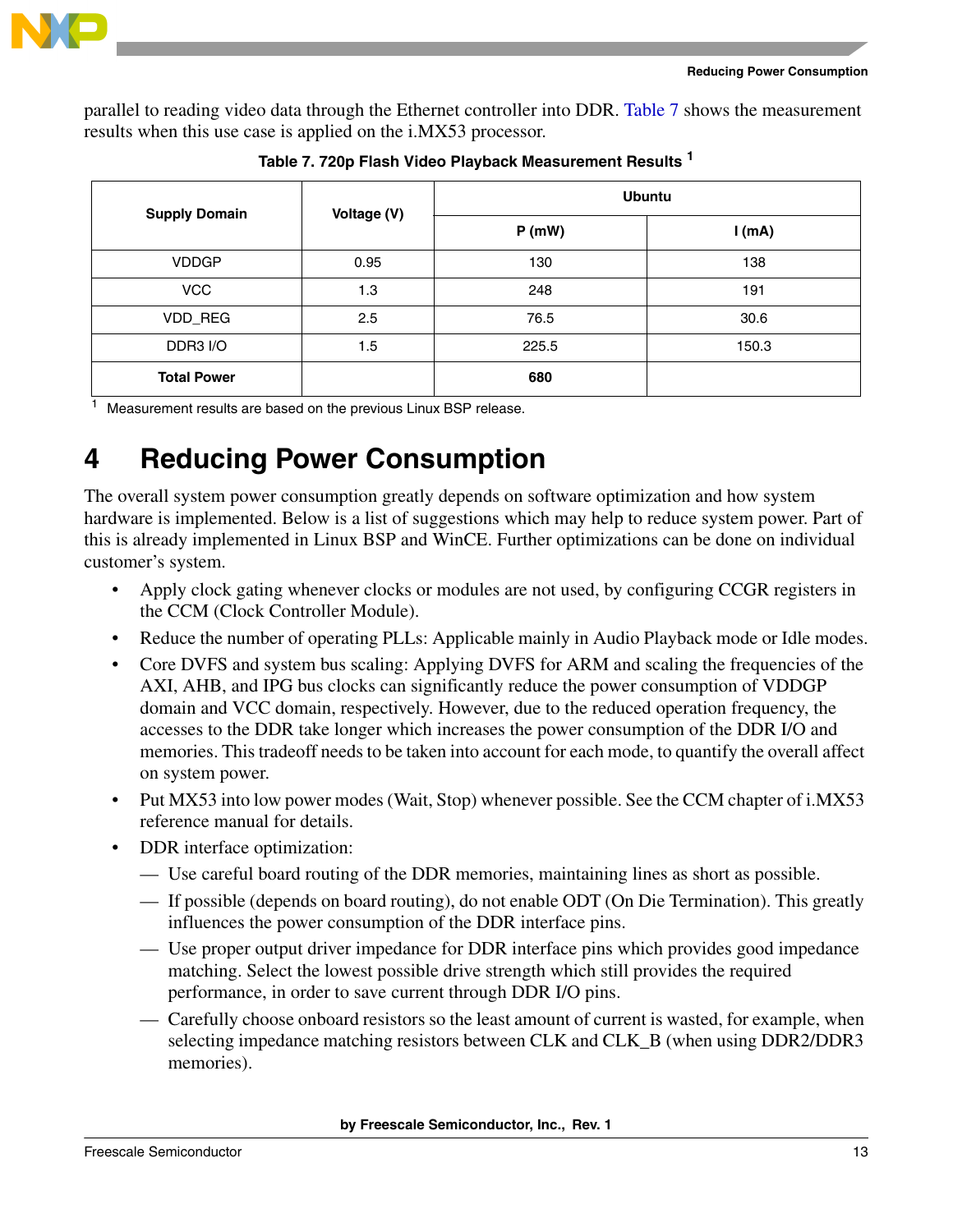parallel to reading video data through the Ethernet controller into DDR. Table 7 shows the measurement results when this use case is applied on the i.MX53 processor.

**Table 7. 720p Flash Video Playback Measurement Results [1]**

| Supply Domain | Voltage (V) | Ubuntu | |
|---|---|---|---|
| | | P (mW) | I (mA) |
| VDDGP | 0.95 | 130 | 138 |
| VCC | 1.3 | 248 | 191 |
| VDD_REG | 2.5 | 76.5 | 30.6 |
| DDR3 I/O | 1.5 | 225.5 | 150.3 |
| **Total Power** | | **680** | |

[1] Measurement results are based on the previous Linux BSP release.

# 4 Reducing Power Consumption

The overall system power consumption greatly depends on software optimization and how system hardware is implemented. Below is a list of suggestions which may help to reduce system power. Part of this is already implemented in Linux BSP and WinCE. Further optimizations can be done on individual customer's system.

- Apply clock gating whenever clocks or modules are not used, by configuring CCGR registers in the CCM (Clock Controller Module).
- Reduce the number of operating PLLs: Applicable mainly in Audio Playback mode or Idle modes.
- Core DVFS and system bus scaling: Applying DVFS for ARM and scaling the frequencies of the AXI, AHB, and IPG bus clocks can significantly reduce the power consumption of VDDGP domain and VCC domain, respectively. However, due to the reduced operation frequency, the accesses to the DDR take longer which increases the power consumption of the DDR I/O and memories. This tradeoff needs to be taken into account for each mode, to quantify the overall affect on system power.
- Put MX53 into low power modes (Wait, Stop) whenever possible. See the CCM chapter of i.MX53 reference manual for details.
- DDR interface optimization:
  - Use careful board routing of the DDR memories, maintaining lines as short as possible.
  - If possible (depends on board routing), do not enable ODT (On Die Termination). This greatly influences the power consumption of the DDR interface pins.
  - Use proper output driver impedance for DDR interface pins which provides good impedance matching. Select the lowest possible drive strength which still provides the required performance, in order to save current through DDR I/O pins.
  - Carefully choose onboard resistors so the least amount of current is wasted, for example, when selecting impedance matching resistors between CLK and CLK_B (when using DDR2/DDR3 memories).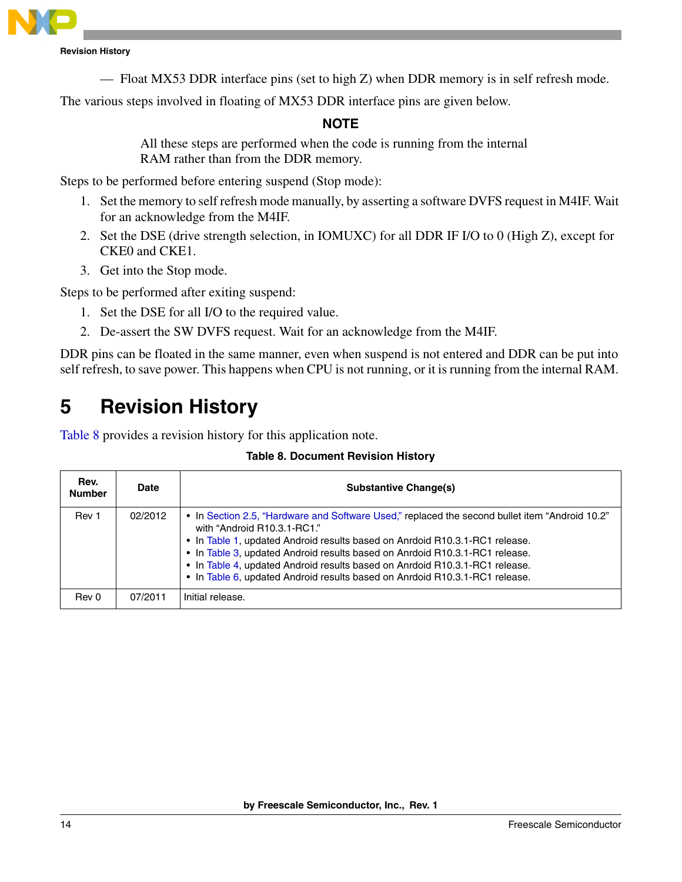— Float MX53 DDR interface pins (set to high Z) when DDR memory is in self refresh mode.

The various steps involved in floating of MX53 DDR interface pins are given below.

**NOTE**

All these steps are performed when the code is running from the internal RAM rather than from the DDR memory.

Steps to be performed before entering suspend (Stop mode):

1. Set the memory to self refresh mode manually, by asserting a software DVFS request in M4IF. Wait for an acknowledge from the M4IF.
2. Set the DSE (drive strength selection, in IOMUXC) for all DDR IF I/O to 0 (High Z), except for CKE0 and CKE1.
3. Get into the Stop mode.

Steps to be performed after exiting suspend:

1. Set the DSE for all I/O to the required value.
2. De-assert the SW DVFS request. Wait for an acknowledge from the M4IF.

DDR pins can be floated in the same manner, even when suspend is not entered and DDR can be put into self refresh, to save power. This happens when CPU is not running, or it is running from the internal RAM.

# 5 Revision History

Table 8 provides a revision history for this application note.

**Table 8. Document Revision History**

| Rev. Number | Date | Substantive Change(s) |
|---|---|---|
| Rev 1 | 02/2012 | • In Section 2.5, "Hardware and Software Used," replaced the second bullet item "Android 10.2" with "Android R10.3.1-RC1." • In Table 1, updated Android results based on Anrdoid R10.3.1-RC1 release. • In Table 3, updated Android results based on Anrdoid R10.3.1-RC1 release. • In Table 4, updated Android results based on Anrdoid R10.3.1-RC1 release. • In Table 6, updated Android results based on Anrdoid R10.3.1-RC1 release. |
| Rev 0 | 07/2011 | Initial release. |

**by Freescale Semiconductor, Inc., Rev. 1**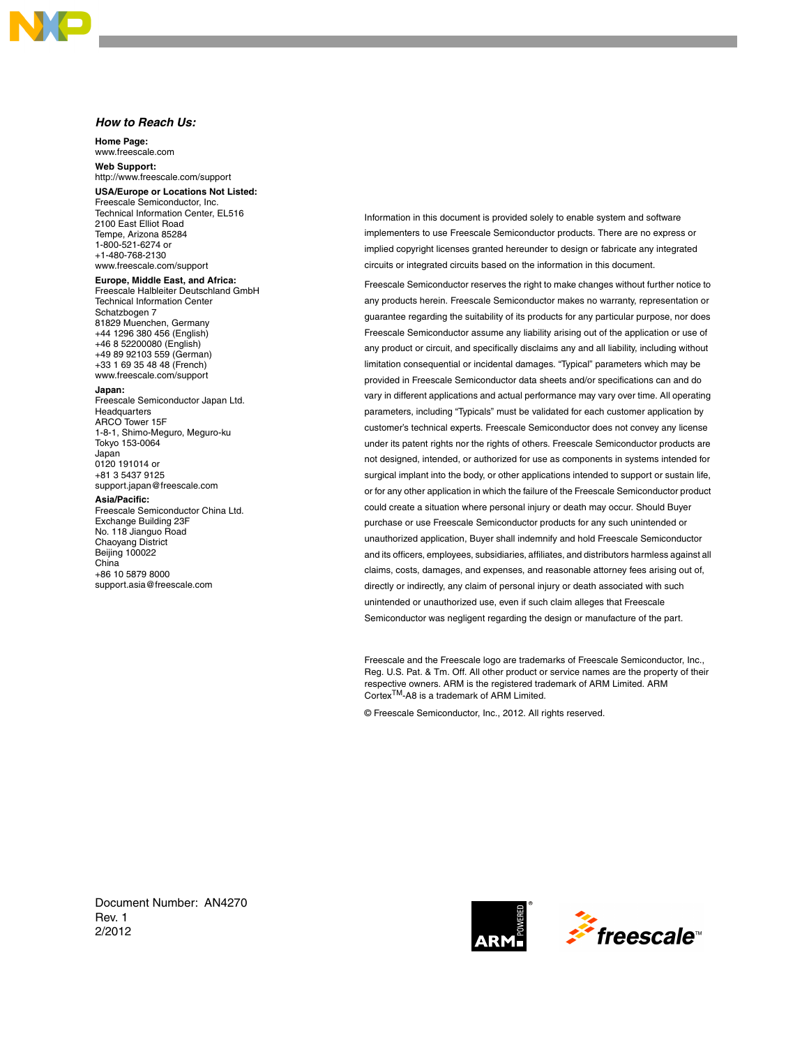***How to Reach Us:***

**Home Page:**
www.freescale.com

**Web Support:**
http://www.freescale.com/support

**USA/Europe or Locations Not Listed:**
Freescale Semiconductor, Inc.
Technical Information Center, EL516
2100 East Elliot Road
Tempe, Arizona 85284
1-800-521-6274 or
+1-480-768-2130
www.freescale.com/support

**Europe, Middle East, and Africa:**
Freescale Halbleiter Deutschland GmbH
Technical Information Center
Schatzbogen 7
81829 Muenchen, Germany
+44 1296 380 456 (English)
+46 8 52200080 (English)
+49 89 92103 559 (German)
+33 1 69 35 48 48 (French)
www.freescale.com/support

**Japan:**
Freescale Semiconductor Japan Ltd.
Headquarters
ARCO Tower 15F
1-8-1, Shimo-Meguro, Meguro-ku
Tokyo 153-0064
Japan
0120 191014 or
+81 3 5437 9125
support.japan@freescale.com

**Asia/Pacific:**
Freescale Semiconductor China Ltd.
Exchange Building 23F
No. 118 Jianguo Road
Chaoyang District
Beijing 100022
China
+86 10 5879 8000
support.asia@freescale.com

Information in this document is provided solely to enable system and software implementers to use Freescale Semiconductor products. There are no express or implied copyright licenses granted hereunder to design or fabricate any integrated circuits or integrated circuits based on the information in this document.

Freescale Semiconductor reserves the right to make changes without further notice to any products herein. Freescale Semiconductor makes no warranty, representation or guarantee regarding the suitability of its products for any particular purpose, nor does Freescale Semiconductor assume any liability arising out of the application or use of any product or circuit, and specifically disclaims any and all liability, including without limitation consequential or incidental damages. "Typical" parameters which may be provided in Freescale Semiconductor data sheets and/or specifications can and do vary in different applications and actual performance may vary over time. All operating parameters, including "Typicals" must be validated for each customer application by customer's technical experts. Freescale Semiconductor does not convey any license under its patent rights nor the rights of others. Freescale Semiconductor products are not designed, intended, or authorized for use as components in systems intended for surgical implant into the body, or other applications intended to support or sustain life, or for any other application in which the failure of the Freescale Semiconductor product could create a situation where personal injury or death may occur. Should Buyer purchase or use Freescale Semiconductor products for any such unintended or unauthorized application, Buyer shall indemnify and hold Freescale Semiconductor and its officers, employees, subsidiaries, affiliates, and distributors harmless against all claims, costs, damages, and expenses, and reasonable attorney fees arising out of, directly or indirectly, any claim of personal injury or death associated with such unintended or unauthorized use, even if such claim alleges that Freescale Semiconductor was negligent regarding the design or manufacture of the part.

Freescale and the Freescale logo are trademarks of Freescale Semiconductor, Inc., Reg. U.S. Pat. & Tm. Off. All other product or service names are the property of their respective owners. ARM is the registered trademark of ARM Limited. ARM Cortex™-A8 is a trademark of ARM Limited.

© Freescale Semiconductor, Inc., 2012. All rights reserved.

Document Number: AN4270
Rev. 1
2/2012